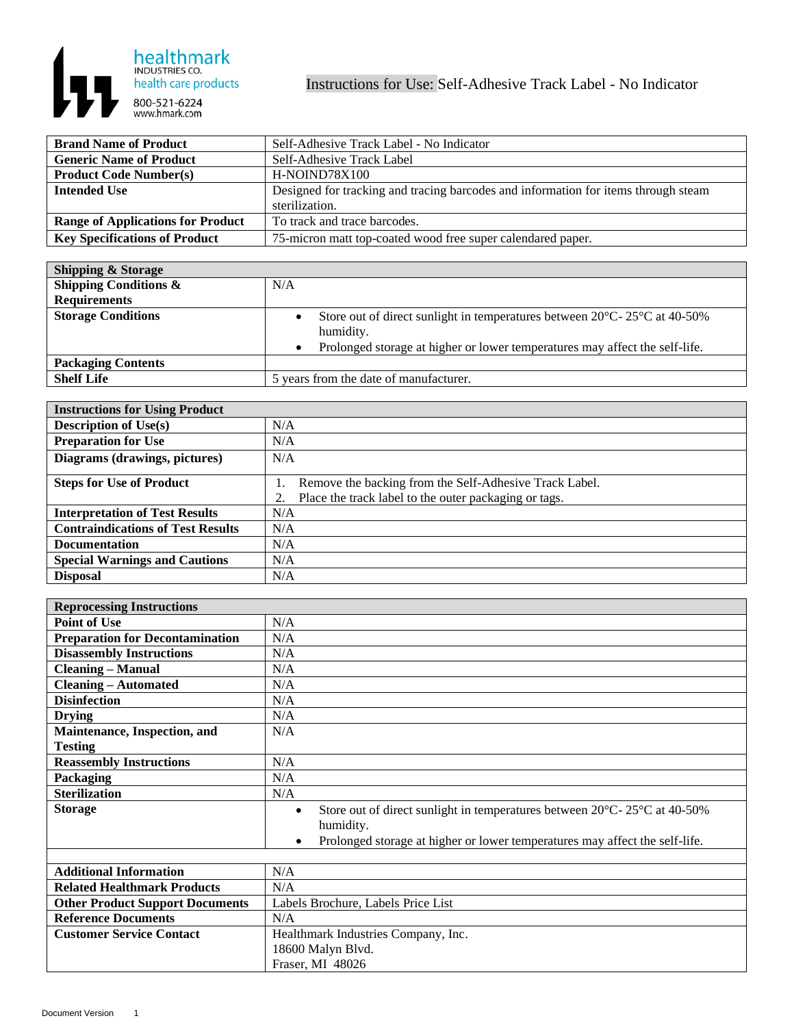healthmark
INDUSTRIES CO.
health care products
800-521-6224
www.hmark.com

# Instructions for Use: Self-Adhesive Track Label - No Indicator

| | |
|---|---|
| **Brand Name of Product** | Self-Adhesive Track Label - No Indicator |
| **Generic Name of Product** | Self-Adhesive Track Label |
| **Product Code Number(s)** | H-NOIND78X100 |
| **Intended Use** | Designed for tracking and tracing barcodes and information for items through steam sterilization. |
| **Range of Applications for Product** | To track and trace barcodes. |
| **Key Specifications of Product** | 75-micron matt top-coated wood free super calendared paper. |

| **Shipping & Storage** | |
|---|---|
| **Shipping Conditions & Requirements** | N/A |
| **Storage Conditions** | • Store out of direct sunlight in temperatures between 20°C- 25°C at 40-50% humidity.<br>• Prolonged storage at higher or lower temperatures may affect the self-life. |
| **Packaging Contents** | |
| **Shelf Life** | 5 years from the date of manufacturer. |

| **Instructions for Using Product** | |
|---|---|
| **Description of Use(s)** | N/A |
| **Preparation for Use** | N/A |
| **Diagrams (drawings, pictures)** | N/A |
| **Steps for Use of Product** | 1. Remove the backing from the Self-Adhesive Track Label.<br>2. Place the track label to the outer packaging or tags. |
| **Interpretation of Test Results** | N/A |
| **Contraindications of Test Results** | N/A |
| **Documentation** | N/A |
| **Special Warnings and Cautions** | N/A |
| **Disposal** | N/A |

| **Reprocessing Instructions** | |
|---|---|
| **Point of Use** | N/A |
| **Preparation for Decontamination** | N/A |
| **Disassembly Instructions** | N/A |
| **Cleaning – Manual** | N/A |
| **Cleaning – Automated** | N/A |
| **Disinfection** | N/A |
| **Drying** | N/A |
| **Maintenance, Inspection, and Testing** | N/A |
| **Reassembly Instructions** | N/A |
| **Packaging** | N/A |
| **Sterilization** | N/A |
| **Storage** | • Store out of direct sunlight in temperatures between 20°C- 25°C at 40-50% humidity.<br>• Prolonged storage at higher or lower temperatures may affect the self-life. |
| | |
| **Additional Information** | N/A |
| **Related Healthmark Products** | N/A |
| **Other Product Support Documents** | Labels Brochure, Labels Price List |
| **Reference Documents** | N/A |
| **Customer Service Contact** | Healthmark Industries Company, Inc.<br>18600 Malyn Blvd.<br>Fraser, MI 48026 |

Document Version 1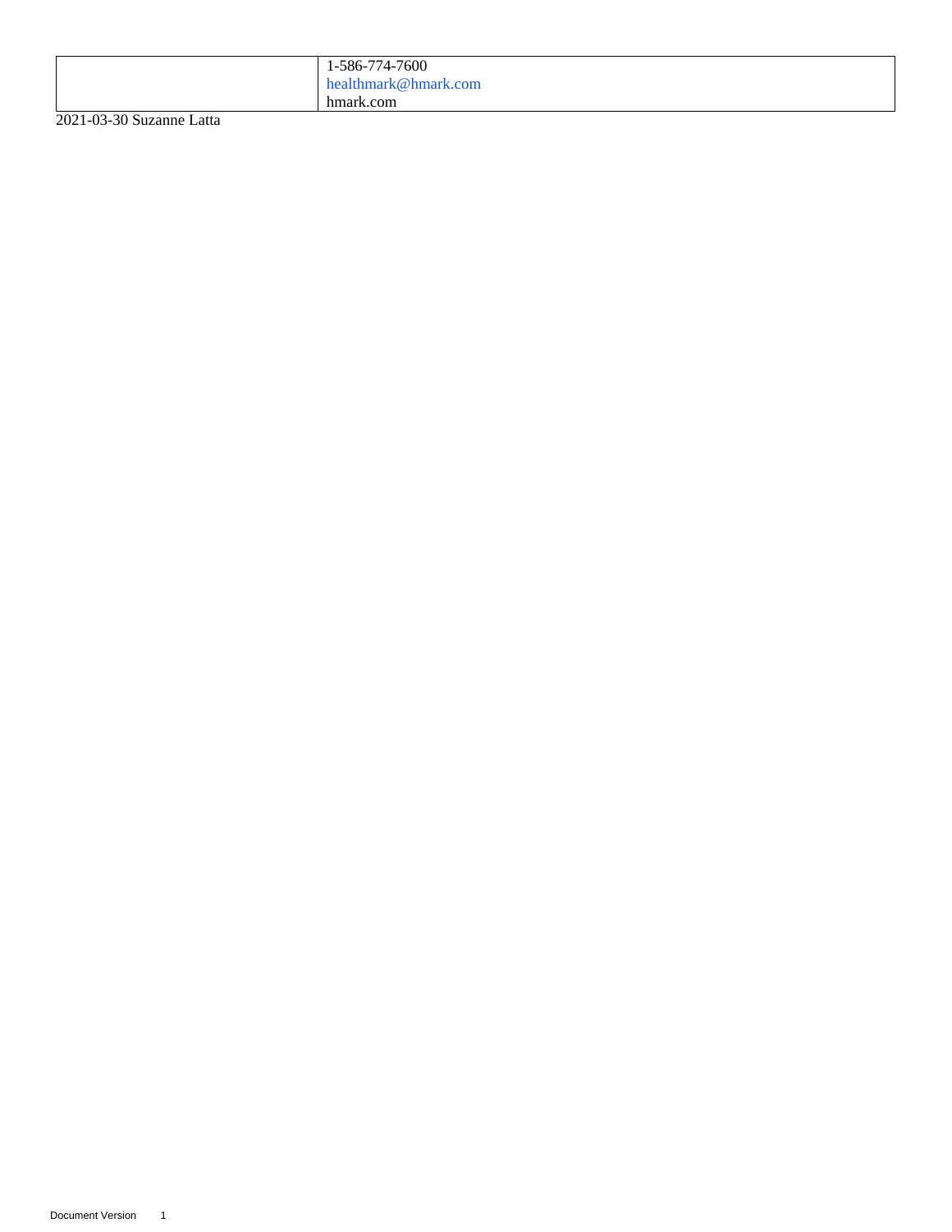| | |
|---|---|
| | 1-586-774-7600<br>healthmark@hmark.com<br>hmark.com |

2021-03-30 Suzanne Latta

Document Version 1